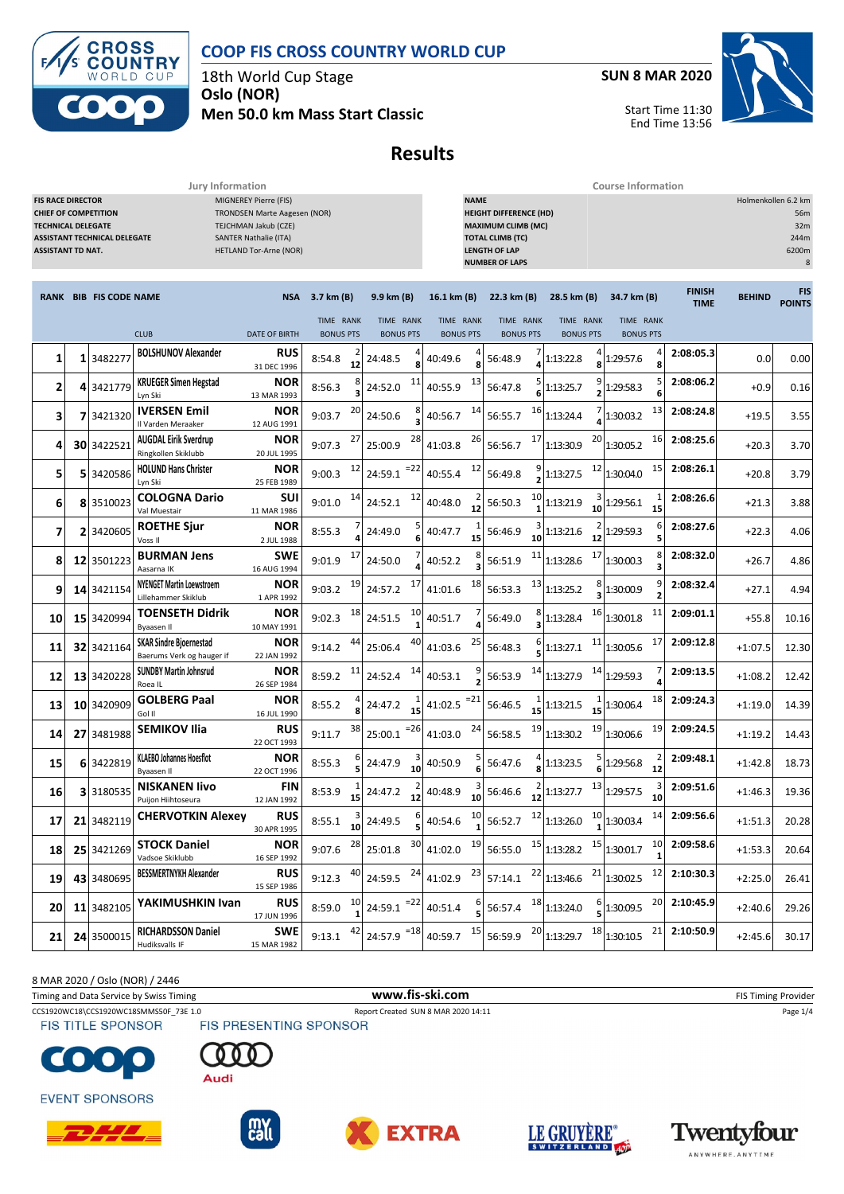# COOP FIS CROSS COUNTRY WORLD CUP

18th World Cup Stage
**Oslo (NOR)**
**Men 50.0 km Mass Start Classic**

**SUN 8 MAR 2020**

Start Time 11:30
End Time 13:56

## Results

| Jury Information | |
|---|---|
| FIS RACE DIRECTOR | MIGNEREY Pierre (FIS) |
| CHIEF OF COMPETITION | TRONDSEN Marte Aagesen (NOR) |
| TECHNICAL DELEGATE | TEJCHMAN Jakub (CZE) |
| ASSISTANT TECHNICAL DELEGATE | SANTER Nathalie (ITA) |
| ASSISTANT TD NAT. | HETLAND Tor-Arne (NOR) |

| Course Information | |
|---|---|
| NAME | Holmenkollen 6.2 km |
| HEIGHT DIFFERENCE (HD) | 56m |
| MAXIMUM CLIMB (MC) | 32m |
| TOTAL CLIMB (TC) | 244m |
| LENGTH OF LAP | 6200m |
| NUMBER OF LAPS | 8 |

| RANK | BIB | FIS CODE | NAME / CLUB | NSA / DATE OF BIRTH | 3.7 km (B) TIME RANK BONUS PTS | 9.9 km (B) TIME RANK BONUS PTS | 16.1 km (B) TIME RANK BONUS PTS | 22.3 km (B) TIME RANK BONUS PTS | 28.5 km (B) TIME RANK BONUS PTS | 34.7 km (B) TIME RANK BONUS PTS | FINISH TIME | BEHIND | FIS POINTS |
|---|---|---|---|---|---|---|---|---|---|---|---|---|---|
| 1 | 1 | 3482277 | BOLSHUNOV Alexander | RUS 31 DEC 1996 | 8:54.8 2 12 | 24:48.5 4 8 | 40:49.6 4 8 | 56:48.9 7 4 | 1:13:22.8 4 8 | 1:29:57.6 4 8 | 2:08:05.3 | 0.0 | 0.00 |
| 2 | 4 | 3421779 | KRUEGER Simen Hegstad / Lyn Ski | NOR 13 MAR 1993 | 8:56.3 8 3 | 24:52.0 11 | 40:55.9 13 | 56:47.8 5 6 | 1:13:25.7 9 2 | 1:29:58.3 5 6 | 2:08:06.2 | +0.9 | 0.16 |
| 3 | 7 | 3421320 | IVERSEN Emil / Il Varden Meraaker | NOR 12 AUG 1991 | 9:03.7 20 | 24:50.6 8 3 | 40:56.7 14 | 56:55.7 16 | 1:13:24.4 7 4 | 1:30:03.2 13 | 2:08:24.8 | +19.5 | 3.55 |
| 4 | 30 | 3422521 | AUGDAL Eirik Sverdrup / Ringkollen Skiklubb | NOR 20 JUL 1995 | 9:07.3 27 | 25:00.9 28 | 41:03.8 26 | 56:56.7 17 | 1:13:30.9 20 | 1:30:05.2 16 | 2:08:25.6 | +20.3 | 3.70 |
| 5 | 5 | 3420586 | HOLUND Hans Christer / Lyn Ski | NOR 25 FEB 1989 | 9:00.3 12 | 24:59.1 =22 | 40:55.4 12 | 56:49.8 9 2 | 1:13:27.5 12 | 1:30:04.0 15 | 2:08:26.1 | +20.8 | 3.79 |
| 6 | 8 | 3510023 | COLOGNA Dario / Val Muestair | SUI 11 MAR 1986 | 9:01.0 14 | 24:52.1 12 | 40:48.0 2 12 | 56:50.3 10 1 | 1:13:21.9 3 10 | 1:29:56.1 1 15 | 2:08:26.6 | +21.3 | 3.88 |
| 7 | 2 | 3420605 | ROETHE Sjur / Voss Il | NOR 2 JUL 1988 | 8:55.3 7 4 | 24:49.0 5 6 | 40:47.7 1 15 | 56:46.9 3 10 | 1:13:21.6 2 12 | 1:29:59.3 6 5 | 2:08:27.6 | +22.3 | 4.06 |
| 8 | 12 | 3501223 | BURMAN Jens / Aasarna IK | SWE 16 AUG 1994 | 9:01.9 17 | 24:50.0 7 4 | 40:52.2 8 3 | 56:51.9 11 | 1:13:28.6 17 | 1:30:00.3 8 3 | 2:08:32.0 | +26.7 | 4.86 |
| 9 | 14 | 3421154 | NYENGET Martin Loewstroem / Lillehammer Skiklub | NOR 1 APR 1992 | 9:03.2 19 | 24:57.2 17 | 41:01.6 18 | 56:53.3 13 | 1:13:25.2 8 3 | 1:30:00.9 9 2 | 2:08:32.4 | +27.1 | 4.94 |
| 10 | 15 | 3420994 | TOENSETH Didrik / Byaasen Il | NOR 10 MAY 1991 | 9:02.3 18 | 24:51.5 10 1 | 40:51.7 7 4 | 56:49.0 8 3 | 1:13:28.4 16 | 1:30:01.8 11 | 2:09:01.1 | +55.8 | 10.16 |
| 11 | 32 | 3421164 | SKAR Sindre Bjoernestad / Baerums Verk og hauger if | NOR 22 JAN 1992 | 9:14.2 44 | 25:06.4 40 | 41:03.6 25 | 56:48.3 6 5 | 1:13:27.1 11 | 1:30:05.6 17 | 2:09:12.8 | +1:07.5 | 12.30 |
| 12 | 13 | 3420228 | SUNDBY Martin Johnsrud / Roea IL | NOR 26 SEP 1984 | 8:59.2 11 | 24:52.4 14 | 40:53.1 9 2 | 56:53.9 14 | 1:13:27.9 14 | 1:29:59.3 7 4 | 2:09:13.5 | +1:08.2 | 12.42 |
| 13 | 10 | 3420909 | GOLBERG Paal / Gol Il | NOR 16 JUL 1990 | 8:55.2 4 8 | 24:47.2 1 15 | 41:02.5 =21 | 56:46.5 1 15 | 1:13:21.5 1 15 | 1:30:06.4 18 | 2:09:24.3 | +1:19.0 | 14.39 |
| 14 | 27 | 3481988 | SEMIKOV Ilia | RUS 22 OCT 1993 | 9:11.7 38 | 25:00.1 =26 | 41:03.0 24 | 56:58.5 19 | 1:13:30.2 19 | 1:30:06.6 19 | 2:09:24.5 | +1:19.2 | 14.43 |
| 15 | 6 | 3422819 | KLAEBO Johannes Hoesflot / Byaasen Il | NOR 22 OCT 1996 | 8:55.3 6 5 | 24:47.9 3 10 | 40:50.9 5 6 | 56:47.6 4 8 | 1:13:23.5 5 6 | 1:29:56.8 2 12 | 2:09:48.1 | +1:42.8 | 18.73 |
| 16 | 3 | 3180535 | NISKANEN Iivo / Puijon Hiihtoseura | FIN 12 JAN 1992 | 8:53.9 1 15 | 24:47.2 2 12 | 40:48.9 3 10 | 56:46.6 2 12 | 1:13:27.7 13 | 1:29:57.5 3 10 | 2:09:51.6 | +1:46.3 | 19.36 |
| 17 | 21 | 3482119 | CHERVOTKIN Alexey | RUS 30 APR 1995 | 8:55.1 3 10 | 24:49.5 6 5 | 40:54.6 10 1 | 56:52.7 12 | 1:13:26.0 10 1 | 1:30:03.4 14 | 2:09:56.6 | +1:51.3 | 20.28 |
| 18 | 25 | 3421269 | STOCK Daniel / Vadsoe Skiklubb | NOR 16 SEP 1992 | 9:07.6 28 | 25:01.8 30 | 41:02.0 19 | 56:55.0 15 | 1:13:28.2 15 | 1:30:01.7 10 1 | 2:09:58.6 | +1:53.3 | 20.64 |
| 19 | 43 | 3480695 | BESSMERTNYKH Alexander | RUS 15 SEP 1986 | 9:12.3 40 | 24:59.5 24 | 41:02.9 23 | 57:14.1 22 | 1:13:46.6 21 | 1:30:02.5 12 | 2:10:30.3 | +2:25.0 | 26.41 |
| 20 | 11 | 3482105 | YAKIMUSHKIN Ivan | RUS 17 JUN 1996 | 8:59.0 10 1 | 24:59.1 =22 | 40:51.4 6 5 | 56:57.4 18 | 1:13:24.0 6 5 | 1:30:09.5 20 | 2:10:45.9 | +2:40.6 | 29.26 |
| 21 | 24 | 3500015 | RICHARDSSON Daniel / Hudiksvalls IF | SWE 15 MAR 1982 | 9:13.1 42 | 24:57.9 =18 | 40:59.7 15 | 56:59.9 20 | 1:13:29.7 18 | 1:30:10.5 21 | 2:10:50.9 | +2:45.6 | 30.17 |

8 MAR 2020 / Oslo (NOR) / 2446

Timing and Data Service by Swiss Timing — www.fis-ski.com — FIS Timing Provider

CCS1920WC18\CCS1920WC18SMMS50F_73E 1.0 — Report Created SUN 8 MAR 2020 14:11

FIS TITLE SPONSOR — FIS PRESENTING SPONSOR

EVENT SPONSORS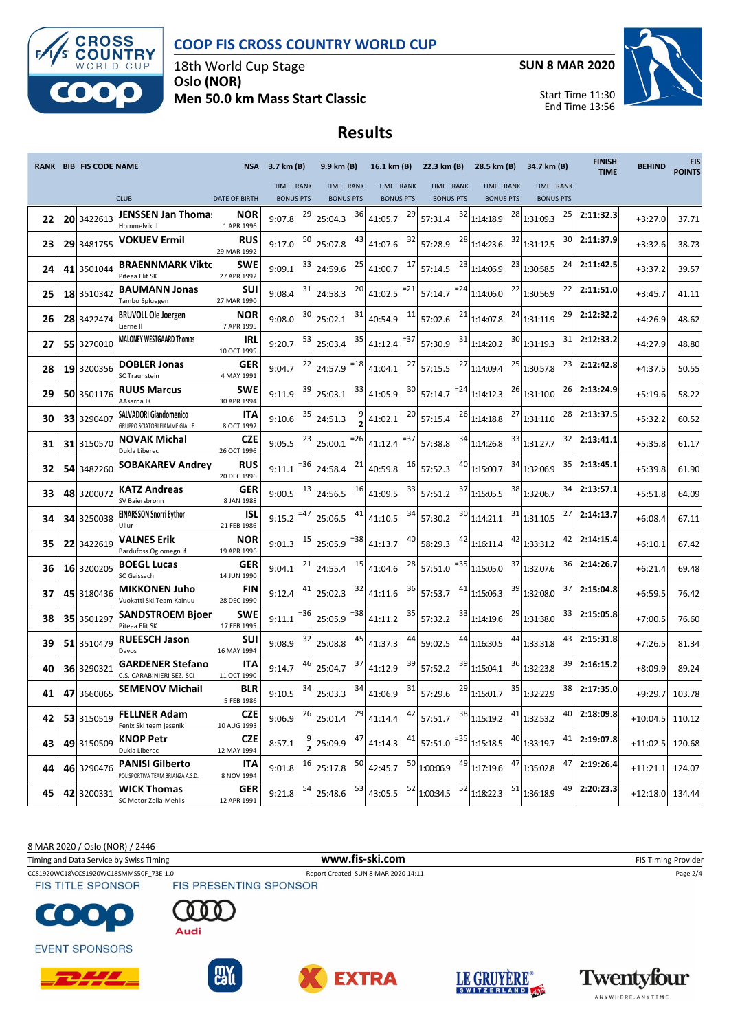# COOP FIS CROSS COUNTRY WORLD CUP

18th World Cup Stage
**Oslo (NOR)**
**Men 50.0 km Mass Start Classic**

**SUN 8 MAR 2020**

Start Time 11:30
End Time 13:56

## Results

| RANK | BIB | FIS CODE | NAME / CLUB | NSA / DATE OF BIRTH | 3.7 km (B) TIME | RANK | 9.9 km (B) TIME | RANK | 16.1 km (B) TIME | RANK | 22.3 km (B) TIME | RANK | 28.5 km (B) TIME | RANK | 34.7 km (B) TIME | RANK | FINISH TIME | BEHIND | FIS POINTS |
|---|---|---|---|---|---|---|---|---|---|---|---|---|---|---|---|---|---|---|---|
| 22 | 20 | 3422613 | JENSSEN Jan Thoma: Hommelvik Il | NOR 1 APR 1996 | 9:07.8 | 29 | 25:04.3 | 36 | 41:05.7 | 29 | 57:31.4 | 32 | 1:14:18.9 | 28 | 1:31:09.3 | 25 | 2:11:32.3 | +3:27.0 | 37.71 |
| 23 | 29 | 3481755 | VOKUEV Ermil | RUS 29 MAR 1992 | 9:17.0 | 50 | 25:07.8 | 43 | 41:07.6 | 32 | 57:28.9 | 28 | 1:14:23.6 | 32 | 1:31:12.5 | 30 | 2:11:37.9 | +3:32.6 | 38.73 |
| 24 | 41 | 3501044 | BRAENNMARK Vikto Piteaa Elit SK | SWE 27 APR 1992 | 9:09.1 | 33 | 24:59.6 | 25 | 41:00.7 | 17 | 57:14.5 | 23 | 1:14:06.9 | 23 | 1:30:58.5 | 24 | 2:11:42.5 | +3:37.2 | 39.57 |
| 25 | 18 | 3510342 | BAUMANN Jonas Tambo Spluegen | SUI 27 MAR 1990 | 9:08.4 | 31 | 24:58.3 | 20 | 41:02.5 | =21 | 57:14.7 | =24 | 1:14:06.0 | 22 | 1:30:56.9 | 22 | 2:11:51.0 | +3:45.7 | 41.11 |
| 26 | 28 | 3422474 | BRUVOLL Ole Joergen Lierne Il | NOR 7 APR 1995 | 9:08.0 | 30 | 25:02.1 | 31 | 40:54.9 | 11 | 57:02.6 | 21 | 1:14:07.8 | 24 | 1:31:11.9 | 29 | 2:12:32.2 | +4:26.9 | 48.62 |
| 27 | 55 | 3270010 | MALONEY WESTGAARD Thomas | IRL 10 OCT 1995 | 9:20.7 | 53 | 25:03.4 | 35 | 41:12.4 | =37 | 57:30.9 | 31 | 1:14:20.2 | 30 | 1:31:19.3 | 31 | 2:12:33.2 | +4:27.9 | 48.80 |
| 28 | 19 | 3200356 | DOBLER Jonas SC Traunstein | GER 4 MAY 1991 | 9:04.7 | 22 | 24:57.9 | =18 | 41:04.1 | 27 | 57:15.5 | 27 | 1:14:09.4 | 25 | 1:30:57.8 | 23 | 2:12:42.8 | +4:37.5 | 50.55 |
| 29 | 50 | 3501176 | RUUS Marcus AAsarna IK | SWE 30 APR 1994 | 9:11.9 | 39 | 25:03.1 | 33 | 41:05.9 | 30 | 57:14.7 | =24 | 1:14:12.3 | 26 | 1:31:10.0 | 26 | 2:13:24.9 | +5:19.6 | 58.22 |
| 30 | 33 | 3290407 | SALVADORI Giandomenico GRUPPO SCIATORI FIAMME GIALLE | ITA 8 OCT 1992 | 9:10.6 | 35 | 24:51.3 | 9 (bonus 2) | 41:02.1 | 20 | 57:15.4 | 26 | 1:14:18.8 | 27 | 1:31:11.0 | 28 | 2:13:37.5 | +5:32.2 | 60.52 |
| 31 | 31 | 3150570 | NOVAK Michal Dukla Liberec | CZE 26 OCT 1996 | 9:05.5 | 23 | 25:00.1 | =26 | 41:12.4 | =37 | 57:38.8 | 34 | 1:14:26.8 | 33 | 1:31:27.7 | 32 | 2:13:41.1 | +5:35.8 | 61.17 |
| 32 | 54 | 3482260 | SOBAKAREV Andrey | RUS 20 DEC 1996 | 9:11.1 | =36 | 24:58.4 | 21 | 40:59.8 | 16 | 57:52.3 | 40 | 1:15:00.7 | 34 | 1:32:06.9 | 35 | 2:13:45.1 | +5:39.8 | 61.90 |
| 33 | 48 | 3200072 | KATZ Andreas SV Baiersbronn | GER 8 JAN 1988 | 9:00.5 | 13 | 24:56.5 | 16 | 41:09.5 | 33 | 57:51.2 | 37 | 1:15:05.5 | 38 | 1:32:06.7 | 34 | 2:13:57.1 | +5:51.8 | 64.09 |
| 34 | 34 | 3250038 | EINARSSON Snorri Eythor Ullur | ISL 21 FEB 1986 | 9:15.2 | =47 | 25:06.5 | 41 | 41:10.5 | 34 | 57:30.2 | 30 | 1:14:21.1 | 31 | 1:31:10.5 | 27 | 2:14:13.7 | +6:08.4 | 67.11 |
| 35 | 22 | 3422619 | VALNES Erik Bardufoss Og omegn if | NOR 19 APR 1996 | 9:01.3 | 15 | 25:05.9 | =38 | 41:13.7 | 40 | 58:29.3 | 42 | 1:16:11.4 | 42 | 1:33:31.2 | 42 | 2:14:15.4 | +6:10.1 | 67.42 |
| 36 | 16 | 3200205 | BOEGL Lucas SC Gaissach | GER 14 JUN 1990 | 9:04.1 | 21 | 24:55.4 | 15 | 41:04.6 | 28 | 57:51.0 | =35 | 1:15:05.0 | 37 | 1:32:07.6 | 36 | 2:14:26.7 | +6:21.4 | 69.48 |
| 37 | 45 | 3180436 | MIKKONEN Juho Vuokatti Ski Team Kainuu | FIN 28 DEC 1990 | 9:12.4 | 41 | 25:02.3 | 32 | 41:11.6 | 36 | 57:53.7 | 41 | 1:15:06.3 | 39 | 1:32:08.0 | 37 | 2:15:04.8 | +6:59.5 | 76.42 |
| 38 | 35 | 3501297 | SANDSTROEM Bjoer Piteaa Elit SK | SWE 17 FEB 1995 | 9:11.1 | =36 | 25:05.9 | =38 | 41:11.2 | 35 | 57:32.2 | 33 | 1:14:19.6 | 29 | 1:31:38.0 | 33 | 2:15:05.8 | +7:00.5 | 76.60 |
| 39 | 51 | 3510479 | RUEESCH Jason Davos | SUI 16 MAY 1994 | 9:08.9 | 32 | 25:08.8 | 45 | 41:37.3 | 44 | 59:02.5 | 44 | 1:16:30.5 | 44 | 1:33:31.8 | 43 | 2:15:31.8 | +7:26.5 | 81.34 |
| 40 | 36 | 3290321 | GARDENER Stefano C.S. CARABINIERI SEZ. SCI | ITA 11 OCT 1990 | 9:14.7 | 46 | 25:04.7 | 37 | 41:12.9 | 39 | 57:52.2 | 39 | 1:15:04.1 | 36 | 1:32:23.8 | 39 | 2:16:15.2 | +8:09.9 | 89.24 |
| 41 | 47 | 3660065 | SEMENOV Michail | BLR 5 FEB 1986 | 9:10.5 | 34 | 25:03.3 | 34 | 41:06.9 | 31 | 57:29.6 | 29 | 1:15:01.7 | 35 | 1:32:22.9 | 38 | 2:17:35.0 | +9:29.7 | 103.78 |
| 42 | 53 | 3150519 | FELLNER Adam Fenix Ski team jesenik | CZE 10 AUG 1993 | 9:06.9 | 26 | 25:01.4 | 29 | 41:14.4 | 42 | 57:51.7 | 38 | 1:15:19.2 | 41 | 1:32:53.2 | 40 | 2:18:09.8 | +10:04.5 | 110.12 |
| 43 | 49 | 3150509 | KNOP Petr Dukla Liberec | CZE 12 MAY 1994 | 8:57.1 | 9 (bonus 2) | 25:09.9 | 47 | 41:14.3 | 41 | 57:51.0 | =35 | 1:15:18.5 | 40 | 1:33:19.7 | 41 | 2:19:07.8 | +11:02.5 | 120.68 |
| 44 | 46 | 3290476 | PANISI Gilberto POLISPORTIVA TEAM BRIANZA A.S.D. | ITA 8 NOV 1994 | 9:01.8 | 16 | 25:17.8 | 50 | 42:45.7 | 50 | 1:00:06.9 | 49 | 1:17:19.6 | 47 | 1:35:02.8 | 47 | 2:19:26.4 | +11:21.1 | 124.07 |
| 45 | 42 | 3200331 | WICK Thomas SC Motor Zella-Mehlis | GER 12 APR 1991 | 9:21.8 | 54 | 25:48.6 | 53 | 43:05.5 | 52 | 1:00:34.5 | 52 | 1:18:22.3 | 51 | 1:36:18.9 | 49 | 2:20:23.3 | +12:18.0 | 134.44 |

8 MAR 2020 / Oslo (NOR) / 2446

Timing and Data Service by Swiss Timing — www.fis-ski.com — FIS Timing Provider

CCS1920WC18\CCS1920WC18SMMS50F_73E 1.0 — Report Created SUN 8 MAR 2020 14:11

FIS TITLE SPONSOR — FIS PRESENTING SPONSOR — EVENT SPONSORS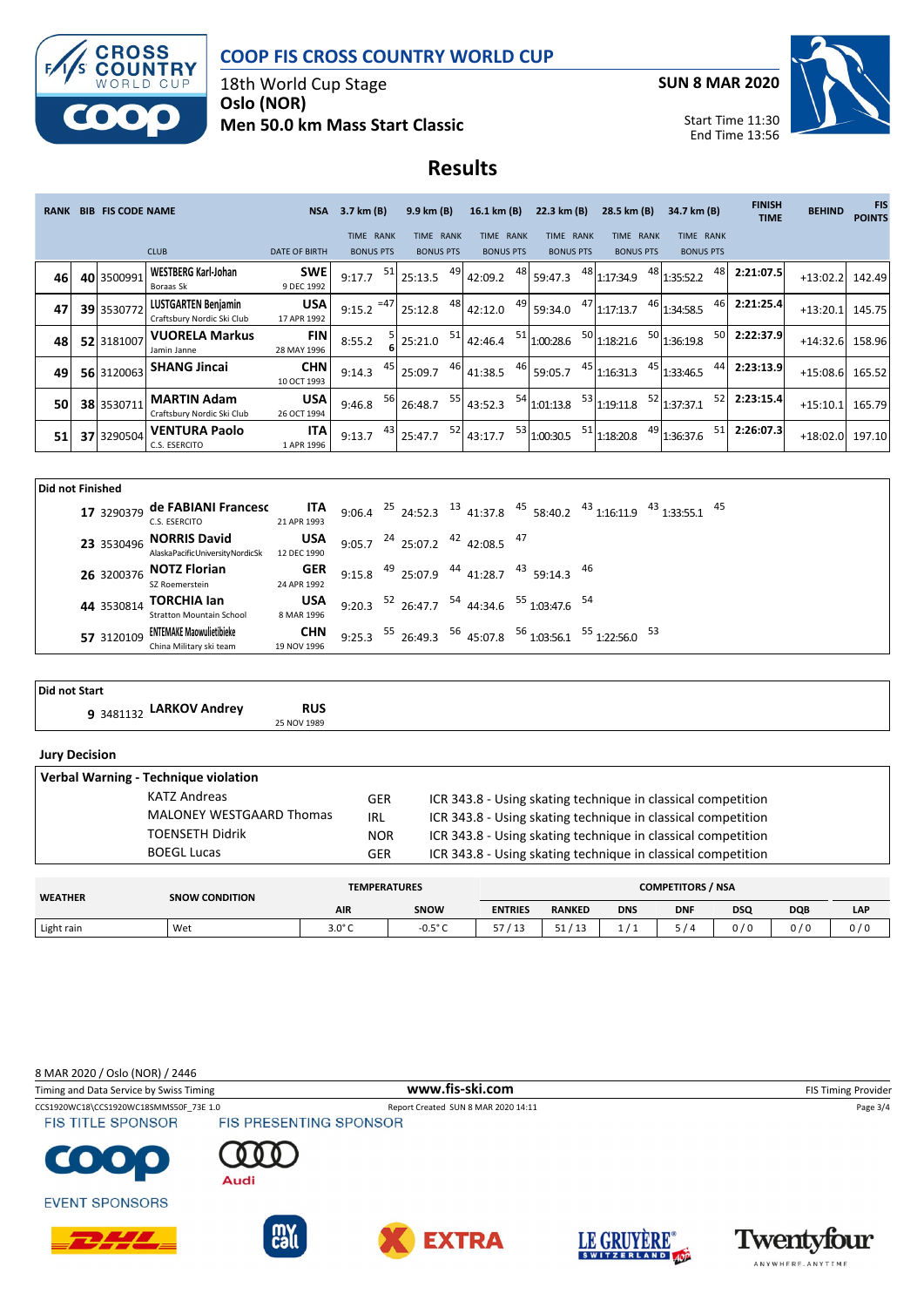# COOP FIS CROSS COUNTRY WORLD CUP

18th World Cup Stage
**Oslo (NOR)**
**Men 50.0 km Mass Start Classic**

**SUN 8 MAR 2020**

Start Time 11:30
End Time 13:56

## Results

| RANK | BIB | FIS CODE | NAME / CLUB | NSA / DATE OF BIRTH | 3.7 km (B) TIME | RANK | 9.9 km (B) TIME | RANK | 16.1 km (B) TIME | RANK | 22.3 km (B) TIME | RANK | 28.5 km (B) TIME | RANK | 34.7 km (B) TIME | RANK | FINISH TIME | BEHIND | FIS POINTS |
|---|---|---|---|---|---|---|---|---|---|---|---|---|---|---|---|---|---|---|---|
| 46 | 40 | 3500991 | WESTBERG Karl-Johan / Boraas Sk | SWE / 9 DEC 1992 | 9:17.7 | 51 | 25:13.5 | 49 | 42:09.2 | 48 | 59:47.3 | 48 | 1:17:34.9 | 48 | 1:35:52.2 | 48 | 2:21:07.5 | +13:02.2 | 142.49 |
| 47 | 39 | 3530772 | LUSTGARTEN Benjamin / Craftsbury Nordic Ski Club | USA / 17 APR 1992 | 9:15.2 | =47 | 25:12.8 | 48 | 42:12.0 | 49 | 59:34.0 | 47 | 1:17:13.7 | 46 | 1:34:58.5 | 46 | 2:21:25.4 | +13:20.1 | 145.75 |
| 48 | 52 | 3181007 | VUORELA Markus / Jamin Janne | FIN / 28 MAY 1996 | 8:55.2 | 5 (6) | 25:21.0 | 51 | 42:46.4 | 51 | 1:00:28.6 | 50 | 1:18:21.6 | 50 | 1:36:19.8 | 50 | 2:22:37.9 | +14:32.6 | 158.96 |
| 49 | 56 | 3120063 | SHANG Jincai | CHN / 10 OCT 1993 | 9:14.3 | 45 | 25:09.7 | 46 | 41:38.5 | 46 | 59:05.7 | 45 | 1:16:31.3 | 45 | 1:33:46.5 | 44 | 2:23:13.9 | +15:08.6 | 165.52 |
| 50 | 38 | 3530711 | MARTIN Adam / Craftsbury Nordic Ski Club | USA / 26 OCT 1994 | 9:46.8 | 56 | 26:48.7 | 55 | 43:52.3 | 54 | 1:01:13.8 | 53 | 1:19:11.8 | 52 | 1:37:37.1 | 52 | 2:23:15.4 | +15:10.1 | 165.79 |
| 51 | 37 | 3290504 | VENTURA Paolo / C.S. ESERCITO | ITA / 1 APR 1996 | 9:13.7 | 43 | 25:47.7 | 52 | 43:17.7 | 53 | 1:00:30.5 | 51 | 1:18:20.8 | 49 | 1:36:37.6 | 51 | 2:26:07.3 | +18:02.0 | 197.10 |

### Did not Finished

| BIB | FIS CODE | NAME / CLUB | NSA / DATE OF BIRTH | 3.7 km | RANK | 9.9 km | RANK | 16.1 km | RANK | 22.3 km | RANK | 28.5 km | RANK | 34.7 km | RANK |
|---|---|---|---|---|---|---|---|---|---|---|---|---|---|---|---|
| 17 | 3290379 | de FABIANI Francesc / C.S. ESERCITO | ITA / 21 APR 1993 | 9:06.4 | 25 | 24:52.3 | 13 | 41:37.8 | 45 | 58:40.2 | 43 | 1:16:11.9 | 43 | 1:33:55.1 | 45 |
| 23 | 3530496 | NORRIS David / AlaskaPacificUniversityNordicSk | USA / 12 DEC 1990 | 9:05.7 | 24 | 25:07.2 | 42 | 42:08.5 | 47 | | | | | | |
| 26 | 3200376 | NOTZ Florian / SZ Roemerstein | GER / 24 APR 1992 | 9:15.8 | 49 | 25:07.9 | 44 | 41:28.7 | 43 | 59:14.3 | 46 | | | | |
| 44 | 3530814 | TORCHIA Ian / Stratton Mountain School | USA / 8 MAR 1996 | 9:20.3 | 52 | 26:47.7 | 54 | 44:34.6 | 55 | 1:03:47.6 | 54 | | | | |
| 57 | 3120109 | ENTEMAKE Maowulietibieke / China Military ski team | CHN / 19 NOV 1996 | 9:25.3 | 55 | 26:49.3 | 56 | 45:07.8 | 56 | 1:03:56.1 | 55 | 1:22:56.0 | 53 | | |

### Did not Start

| BIB | FIS CODE | NAME | NSA / DATE OF BIRTH |
|---|---|---|---|
| 9 | 3481132 | LARKOV Andrey | RUS / 25 NOV 1989 |

### Jury Decision

**Verbal Warning - Technique violation**

| Name | NSA | Reason |
|---|---|---|
| KATZ Andreas | GER | ICR 343.8 - Using skating technique in classical competition |
| MALONEY WESTGAARD Thomas | IRL | ICR 343.8 - Using skating technique in classical competition |
| TOENSETH Didrik | NOR | ICR 343.8 - Using skating technique in classical competition |
| BOEGL Lucas | GER | ICR 343.8 - Using skating technique in classical competition |

| WEATHER | SNOW CONDITION | TEMPERATURES | | COMPETITORS / NSA | | | | | | |
|---|---|---|---|---|---|---|---|---|---|---|
| | | AIR | SNOW | ENTRIES | RANKED | DNS | DNF | DSQ | DQB | LAP |
| Light rain | Wet | 3.0° C | -0.5° C | 57 / 13 | 51 / 13 | 1 / 1 | 5 / 4 | 0 / 0 | 0 / 0 | 0 / 0 |

8 MAR 2020 / Oslo (NOR) / 2446

Timing and Data Service by Swiss Timing — www.fis-ski.com — FIS Timing Provider

CCS1920WC18\CCS1920WC18SMMS50F_73E 1.0 — Report Created SUN 8 MAR 2020 14:11

FIS TITLE SPONSOR — FIS PRESENTING SPONSOR

EVENT SPONSORS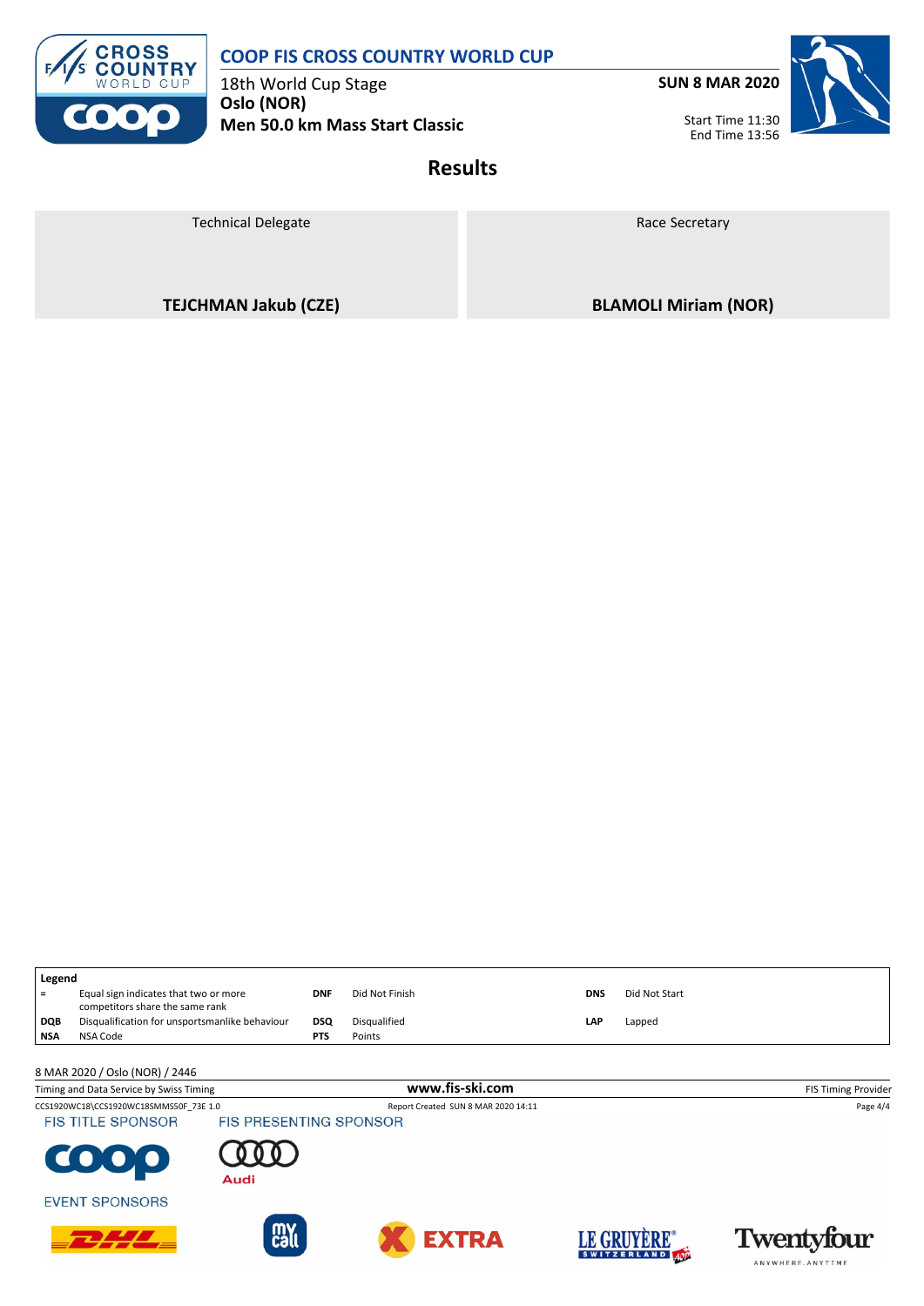# COOP FIS CROSS COUNTRY WORLD CUP

18th World Cup Stage
**Oslo (NOR)**
**Men 50.0 km Mass Start Classic**

**SUN 8 MAR 2020**

Start Time 11:30
End Time 13:56

## Results

| Technical Delegate | Race Secretary |
|---|---|
| **TEJCHMAN Jakub (CZE)** | **BLAMOLI Miriam (NOR)** |

**Legend**

| | | | | | |
|---|---|---|---|---|---|
| = | Equal sign indicates that two or more competitors share the same rank | DNF | Did Not Finish | DNS | Did Not Start |
| DQB | Disqualification for unsportsmanlike behaviour | DSQ | Disqualified | LAP | Lapped |
| NSA | NSA Code | PTS | Points | | |

8 MAR 2020 / Oslo (NOR) / 2446

Timing and Data Service by Swiss Timing

www.fis-ski.com

FIS Timing Provider

CCS1920WC18\CCS1920WC18SMMS50F_73E 1.0

Report Created SUN 8 MAR 2020 14:11

FIS TITLE SPONSOR

FIS PRESENTING SPONSOR

EVENT SPONSORS